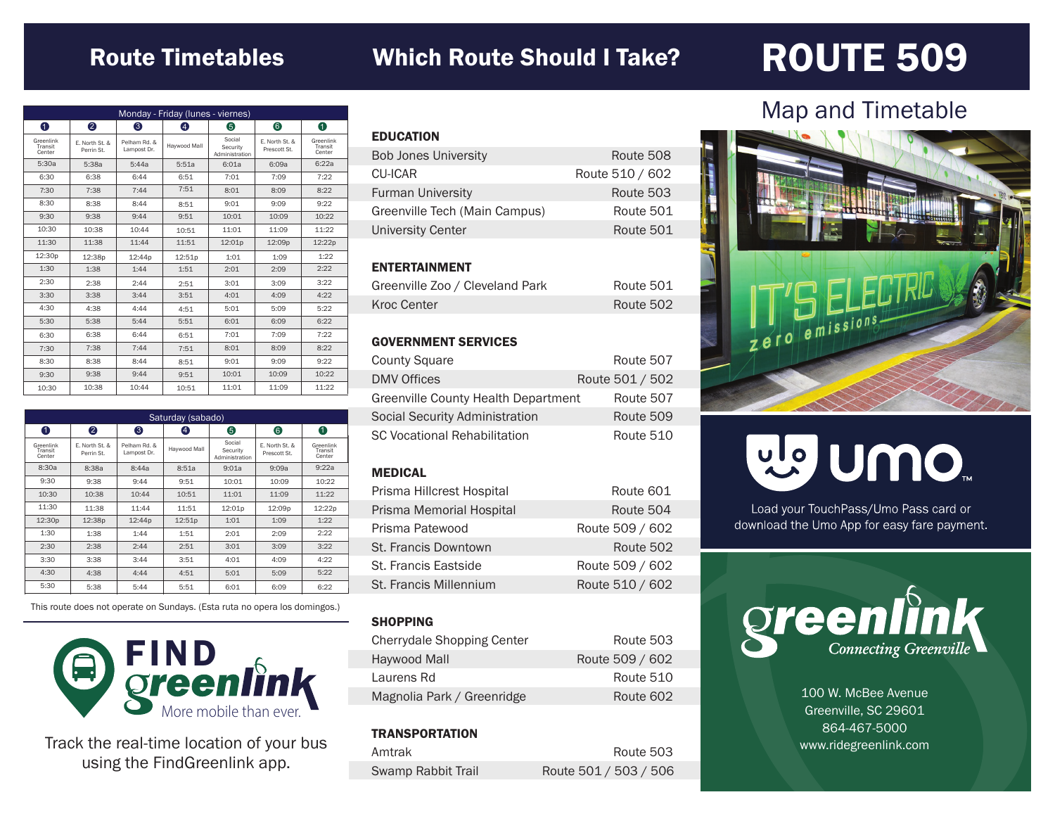# Route Timetables

| Monday - Friday (lunes - viernes) | | | | | | |
|---|---|---|---|---|---|---|
| 1 | 2 | 3 | 4 | 5 | 6 | 1 |
| Greenlink Transit Center | E. North St. & Perrin St. | Pelham Rd. & Lampost Dr. | Haywood Mall | Social Security Administration | E. North St. & Prescott St. | Greenlink Transit Center |
| 5:30a | 5:38a | 5:44a | 5:51a | 6:01a | 6:09a | 6:22a |
| 6:30 | 6:38 | 6:44 | 6:51 | 7:01 | 7:09 | 7:22 |
| 7:30 | 7:38 | 7:44 | 7:51 | 8:01 | 8:09 | 8:22 |
| 8:30 | 8:38 | 8:44 | 8:51 | 9:01 | 9:09 | 9:22 |
| 9:30 | 9:38 | 9:44 | 9:51 | 10:01 | 10:09 | 10:22 |
| 10:30 | 10:38 | 10:44 | 10:51 | 11:01 | 11:09 | 11:22 |
| 11:30 | 11:38 | 11:44 | 11:51 | 12:01p | 12:09p | 12:22p |
| 12:30p | 12:38p | 12:44p | 12:51p | 1:01 | 1:09 | 1:22 |
| 1:30 | 1:38 | 1:44 | 1:51 | 2:01 | 2:09 | 2:22 |
| 2:30 | 2:38 | 2:44 | 2:51 | 3:01 | 3:09 | 3:22 |
| 3:30 | 3:38 | 3:44 | 3:51 | 4:01 | 4:09 | 4:22 |
| 4:30 | 4:38 | 4:44 | 4:51 | 5:01 | 5:09 | 5:22 |
| 5:30 | 5:38 | 5:44 | 5:51 | 6:01 | 6:09 | 6:22 |
| 6:30 | 6:38 | 6:44 | 6:51 | 7:01 | 7:09 | 7:22 |
| 7:30 | 7:38 | 7:44 | 7:51 | 8:01 | 8:09 | 8:22 |
| 8:30 | 8:38 | 8:44 | 8:51 | 9:01 | 9:09 | 9:22 |
| 9:30 | 9:38 | 9:44 | 9:51 | 10:01 | 10:09 | 10:22 |
| 10:30 | 10:38 | 10:44 | 10:51 | 11:01 | 11:09 | 11:22 |

| Saturday (sabado) | | | | | | |
|---|---|---|---|---|---|---|
| 1 | 2 | 3 | 4 | 5 | 6 | 1 |
| Greenlink Transit Center | E. North St. & Perrin St. | Pelham Rd. & Lampost Dr. | Haywood Mall | Social Security Administration | E. North St. & Prescott St. | Greenlink Transit Center |
| 8:30a | 8:38a | 8:44a | 8:51a | 9:01a | 9:09a | 9:22a |
| 9:30 | 9:38 | 9:44 | 9:51 | 10:01 | 10:09 | 10:22 |
| 10:30 | 10:38 | 10:44 | 10:51 | 11:01 | 11:09 | 11:22 |
| 11:30 | 11:38 | 11:44 | 11:51 | 12:01p | 12:09p | 12:22p |
| 12:30p | 12:38p | 12:44p | 12:51p | 1:01 | 1:09 | 1:22 |
| 1:30 | 1:38 | 1:44 | 1:51 | 2:01 | 2:09 | 2:22 |
| 2:30 | 2:38 | 2:44 | 2:51 | 3:01 | 3:09 | 3:22 |
| 3:30 | 3:38 | 3:44 | 3:51 | 4:01 | 4:09 | 4:22 |
| 4:30 | 4:38 | 4:44 | 4:51 | 5:01 | 5:09 | 5:22 |
| 5:30 | 5:38 | 5:44 | 5:51 | 6:01 | 6:09 | 6:22 |

This route does not operate on Sundays. (Esta ruta no opera los domingos.)

**FIND greenlink** More mobile than ever.

Track the real-time location of your bus using the FindGreenlink app.

# Which Route Should I Take?

**EDUCATION**

| | |
|---|---|
| Bob Jones University | Route 508 |
| CU-ICAR | Route 510 / 602 |
| Furman University | Route 503 |
| Greenville Tech (Main Campus) | Route 501 |
| University Center | Route 501 |

**ENTERTAINMENT**

| | |
|---|---|
| Greenville Zoo / Cleveland Park | Route 501 |
| Kroc Center | Route 502 |

**GOVERNMENT SERVICES**

| | |
|---|---|
| County Square | Route 507 |
| DMV Offices | Route 501 / 502 |
| Greenville County Health Department | Route 507 |
| Social Security Administration | Route 509 |
| SC Vocational Rehabilitation | Route 510 |

**MEDICAL**

| | |
|---|---|
| Prisma Hillcrest Hospital | Route 601 |
| Prisma Memorial Hospital | Route 504 |
| Prisma Patewood | Route 509 / 602 |
| St. Francis Downtown | Route 502 |
| St. Francis Eastside | Route 509 / 602 |
| St. Francis Millennium | Route 510 / 602 |

**SHOPPING**

| | |
|---|---|
| Cherrydale Shopping Center | Route 503 |
| Haywood Mall | Route 509 / 602 |
| Laurens Rd | Route 510 |
| Magnolia Park / Greenridge | Route 602 |

**TRANSPORTATION**

| | |
|---|---|
| Amtrak | Route 503 |
| Swamp Rabbit Trail | Route 501 / 503 / 506 |

# ROUTE 509

## Map and Timetable

**umo**

Load your TouchPass/Umo Pass card or download the Umo App for easy fare payment.

**greenlink** Connecting Greenville

100 W. McBee Avenue
Greenville, SC 29601
864-467-5000
www.ridegreenlink.com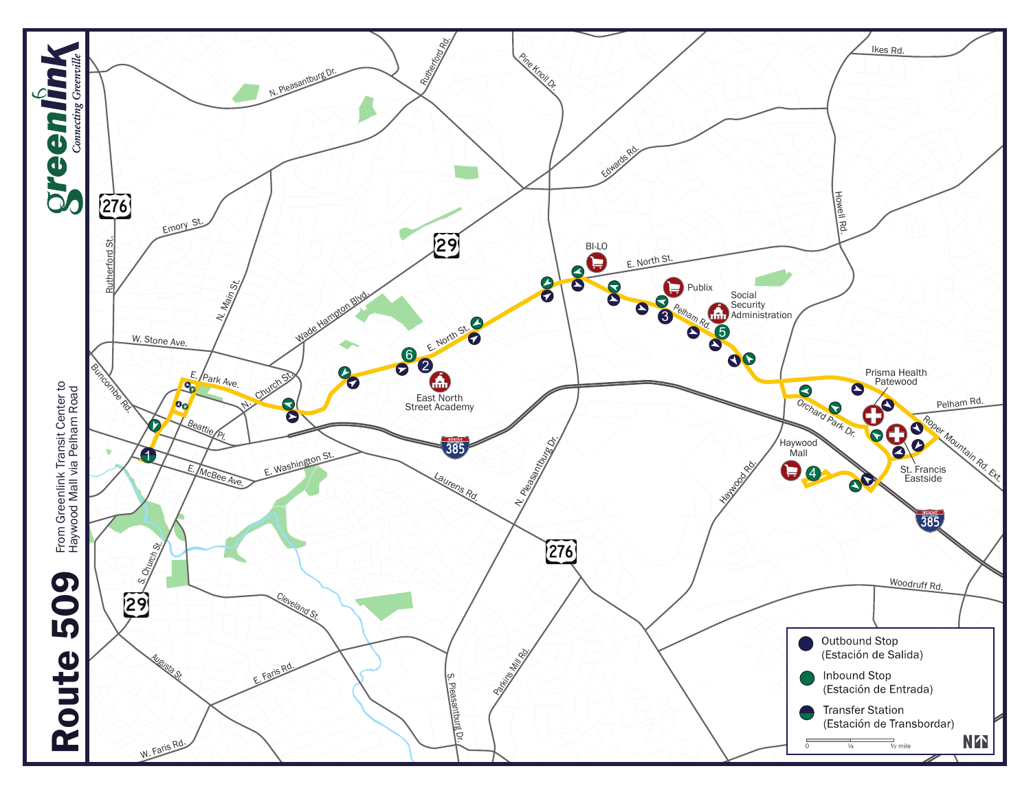# Route 509

From Greenlink Transit Center to Haywood Mall via Pelham Road

greenlink
Connecting Greenville

BI-LO

Publix

Social Security Administration

East North Street Academy

Prisma Health Patewood

St. Francis Eastside

Haywood Mall

Outbound Stop
(Estación de Salida)

Inbound Stop
(Estación de Entrada)

Transfer Station
(Estación de Transbordar)

0 ¼ ½ mile